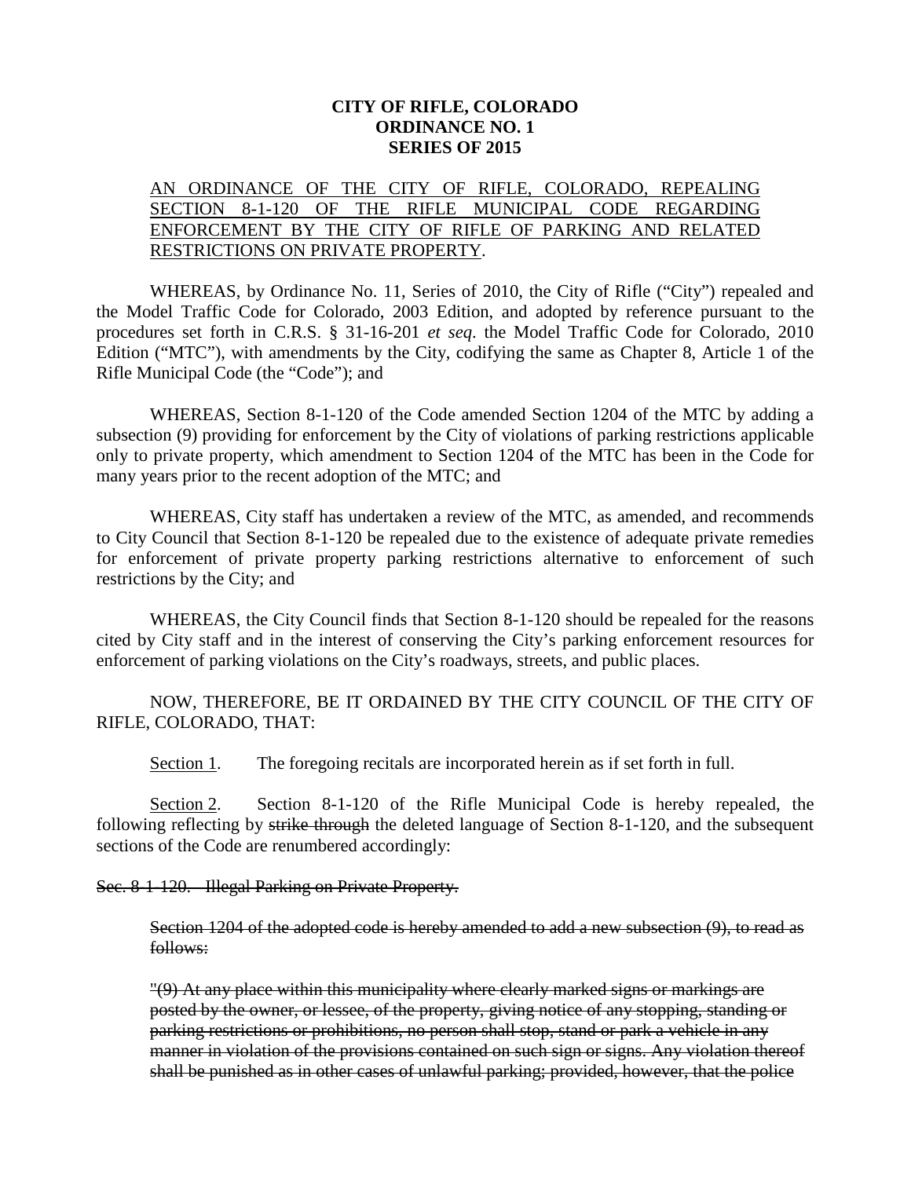**CITY OF RIFLE, COLORADO**
**ORDINANCE NO. 1**
**SERIES OF 2015**

<u>AN ORDINANCE OF THE CITY OF RIFLE, COLORADO, REPEALING SECTION 8-1-120 OF THE RIFLE MUNICIPAL CODE REGARDING ENFORCEMENT BY THE CITY OF RIFLE OF PARKING AND RELATED RESTRICTIONS ON PRIVATE PROPERTY</u>.

WHEREAS, by Ordinance No. 11, Series of 2010, the City of Rifle ("City") repealed and the Model Traffic Code for Colorado, 2003 Edition, and adopted by reference pursuant to the procedures set forth in C.R.S. § 31-16-201 *et seq*. the Model Traffic Code for Colorado, 2010 Edition ("MTC"), with amendments by the City, codifying the same as Chapter 8, Article 1 of the Rifle Municipal Code (the "Code"); and

WHEREAS, Section 8-1-120 of the Code amended Section 1204 of the MTC by adding a subsection (9) providing for enforcement by the City of violations of parking restrictions applicable only to private property, which amendment to Section 1204 of the MTC has been in the Code for many years prior to the recent adoption of the MTC; and

WHEREAS, City staff has undertaken a review of the MTC, as amended, and recommends to City Council that Section 8-1-120 be repealed due to the existence of adequate private remedies for enforcement of private property parking restrictions alternative to enforcement of such restrictions by the City; and

WHEREAS, the City Council finds that Section 8-1-120 should be repealed for the reasons cited by City staff and in the interest of conserving the City's parking enforcement resources for enforcement of parking violations on the City's roadways, streets, and public places.

NOW, THEREFORE, BE IT ORDAINED BY THE CITY COUNCIL OF THE CITY OF RIFLE, COLORADO, THAT:

<u>Section 1</u>. The foregoing recitals are incorporated herein as if set forth in full.

<u>Section 2</u>. Section 8-1-120 of the Rifle Municipal Code is hereby repealed, the following reflecting by ~~strike through~~ the deleted language of Section 8-1-120, and the subsequent sections of the Code are renumbered accordingly:

~~Sec. 8-1-120. Illegal Parking on Private Property.~~

> ~~Section 1204 of the adopted code is hereby amended to add a new subsection (9), to read as follows:~~
>
> ~~"(9) At any place within this municipality where clearly marked signs or markings are posted by the owner, or lessee, of the property, giving notice of any stopping, standing or parking restrictions or prohibitions, no person shall stop, stand or park a vehicle in any manner in violation of the provisions contained on such sign or signs. Any violation thereof shall be punished as in other cases of unlawful parking; provided, however, that the police~~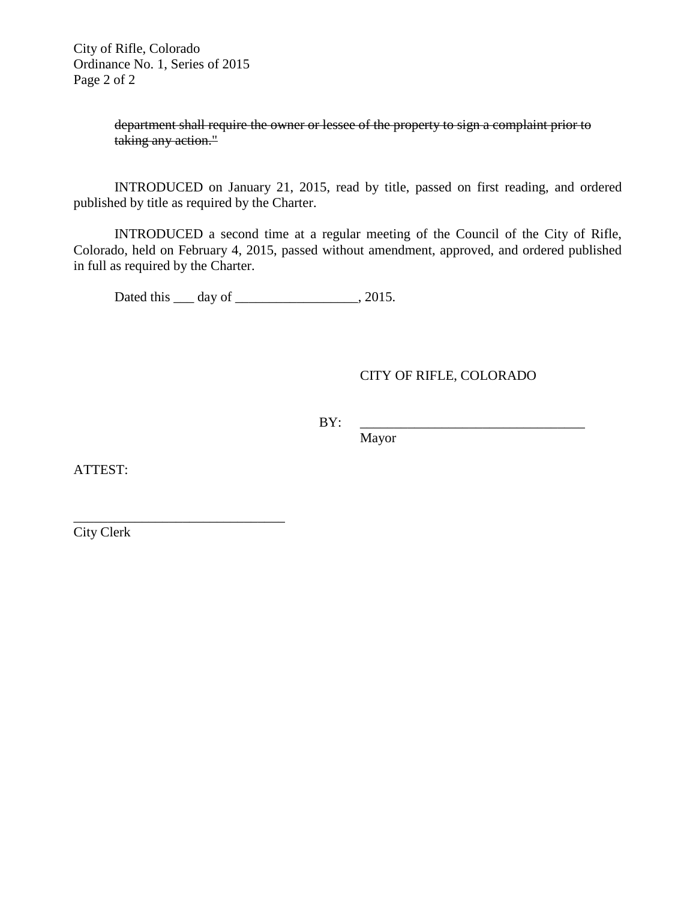~~department shall require the owner or lessee of the property to sign a complaint prior to taking any action."~~

INTRODUCED on January 21, 2015, read by title, passed on first reading, and ordered published by title as required by the Charter.

INTRODUCED a second time at a regular meeting of the Council of the City of Rifle, Colorado, held on February 4, 2015, passed without amendment, approved, and ordered published in full as required by the Charter.

Dated this ___ day of __________________, 2015.

CITY OF RIFLE, COLORADO

BY: _________________________________
Mayor

ATTEST:

_______________________________
City Clerk